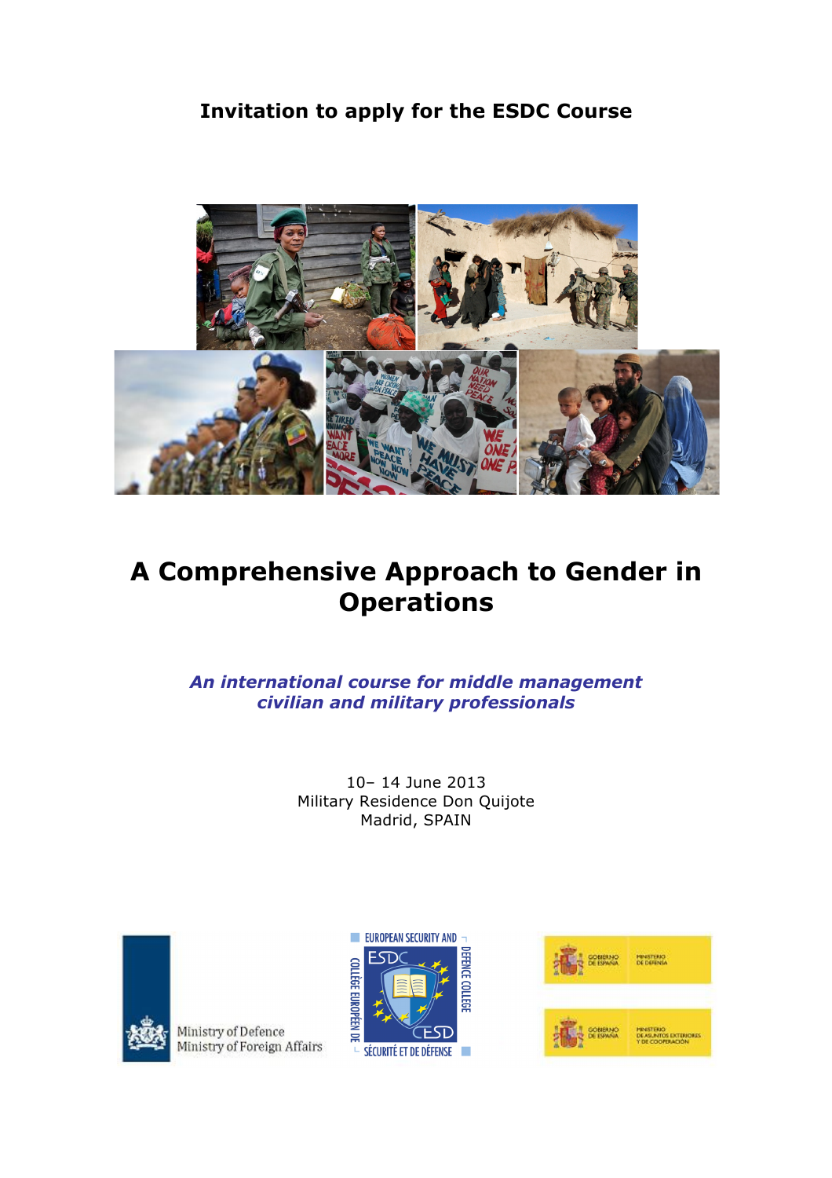**Invitation to apply for the ESDC Course**

# A Comprehensive Approach to Gender in Operations

***An international course for middle management civilian and military professionals***

10– 14 June 2013
Military Residence Don Quijote
Madrid, SPAIN

Ministry of Defence
Ministry of Foreign Affairs

EUROPEAN SECURITY AND DEFENCE COLLEGE
ESDC
CESD
COLLÈGE EUROPÉEN DE SÉCURITÉ ET DE DÉFENSE

GOBIERNO DE ESPAÑA — MINISTERIO DE DEFENSA

GOBIERNO DE ESPAÑA — MINISTERIO DE ASUNTOS EXTERIORES Y DE COOPERACIÓN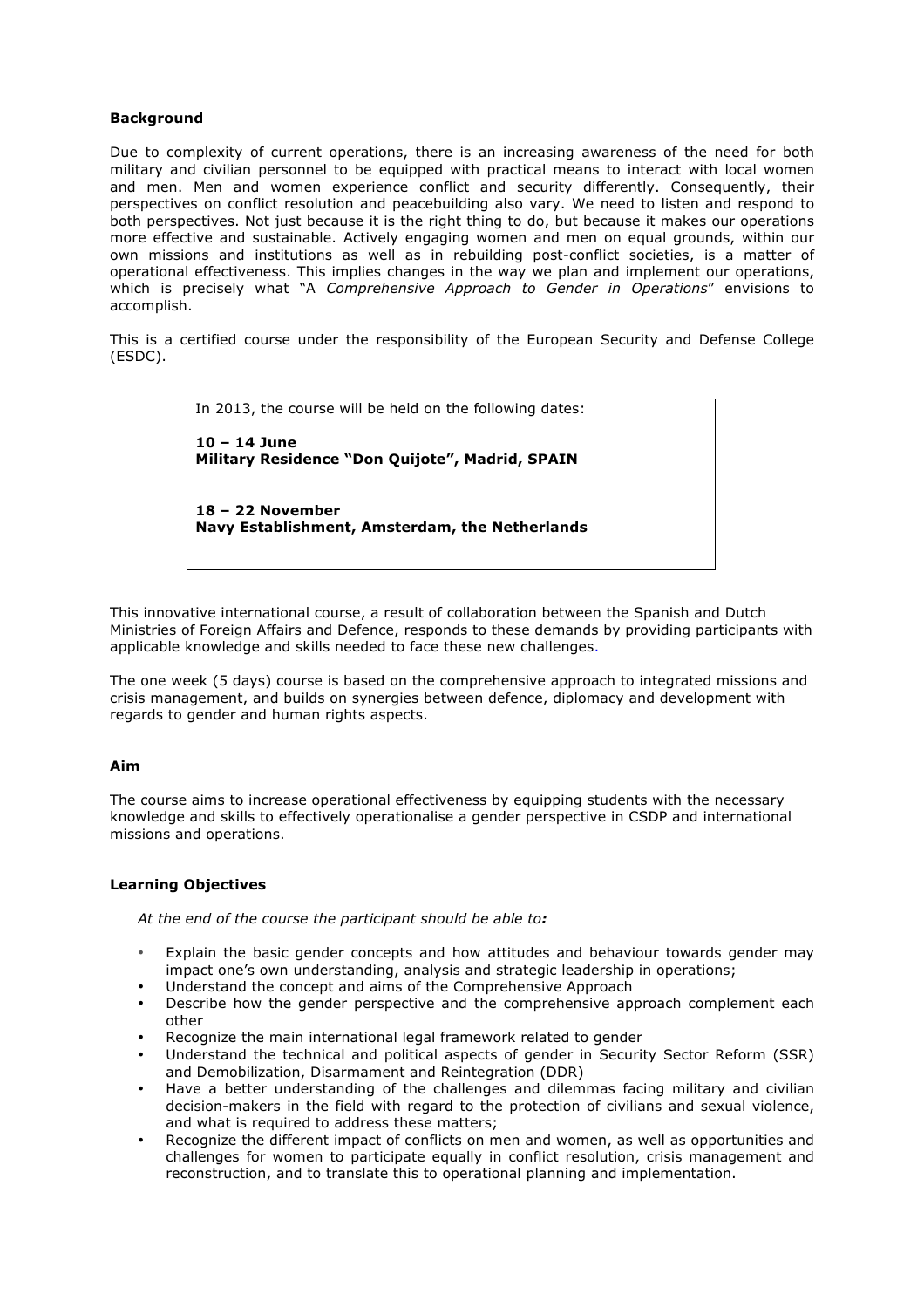**Background**

Due to complexity of current operations, there is an increasing awareness of the need for both military and civilian personnel to be equipped with practical means to interact with local women and men. Men and women experience conflict and security differently. Consequently, their perspectives on conflict resolution and peacebuilding also vary. We need to listen and respond to both perspectives. Not just because it is the right thing to do, but because it makes our operations more effective and sustainable. Actively engaging women and men on equal grounds, within our own missions and institutions as well as in rebuilding post-conflict societies, is a matter of operational effectiveness. This implies changes in the way we plan and implement our operations, which is precisely what "A *Comprehensive Approach to Gender in Operations*" envisions to accomplish.

This is a certified course under the responsibility of the European Security and Defense College (ESDC).

> In 2013, the course will be held on the following dates:
>
> **10 – 14 June**
> **Military Residence "Don Quijote", Madrid, SPAIN**
>
> **18 – 22 November**
> **Navy Establishment, Amsterdam, the Netherlands**

This innovative international course, a result of collaboration between the Spanish and Dutch Ministries of Foreign Affairs and Defence, responds to these demands by providing participants with applicable knowledge and skills needed to face these new challenges.

The one week (5 days) course is based on the comprehensive approach to integrated missions and crisis management, and builds on synergies between defence, diplomacy and development with regards to gender and human rights aspects.

**Aim**

The course aims to increase operational effectiveness by equipping students with the necessary knowledge and skills to effectively operationalise a gender perspective in CSDP and international missions and operations.

**Learning Objectives**

*At the end of the course the participant should be able to:*

- Explain the basic gender concepts and how attitudes and behaviour towards gender may impact one's own understanding, analysis and strategic leadership in operations;
- Understand the concept and aims of the Comprehensive Approach
- Describe how the gender perspective and the comprehensive approach complement each other
- Recognize the main international legal framework related to gender
- Understand the technical and political aspects of gender in Security Sector Reform (SSR) and Demobilization, Disarmament and Reintegration (DDR)
- Have a better understanding of the challenges and dilemmas facing military and civilian decision-makers in the field with regard to the protection of civilians and sexual violence, and what is required to address these matters;
- Recognize the different impact of conflicts on men and women, as well as opportunities and challenges for women to participate equally in conflict resolution, crisis management and reconstruction, and to translate this to operational planning and implementation.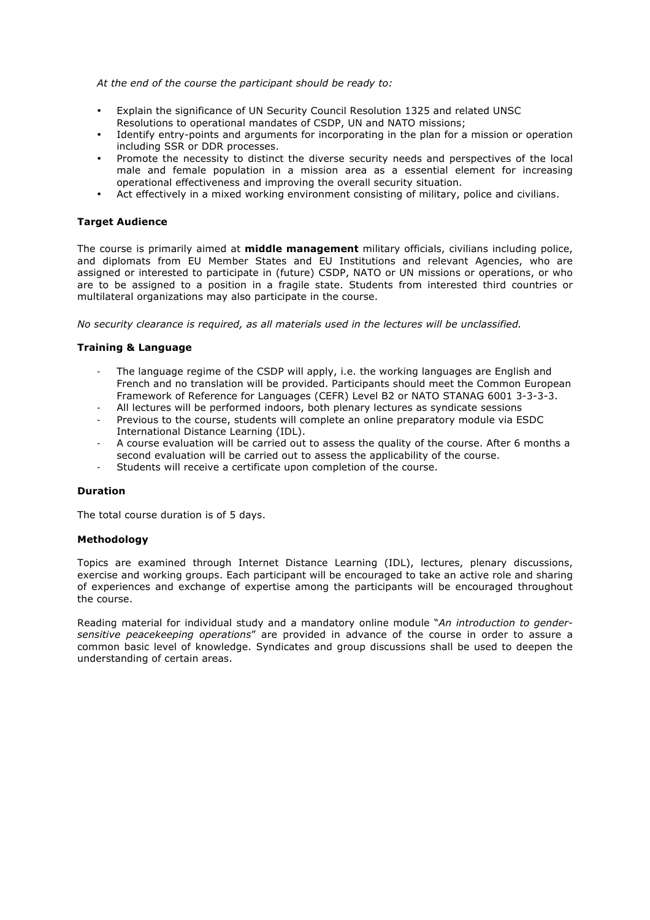*At the end of the course the participant should be ready to:*

- Explain the significance of UN Security Council Resolution 1325 and related UNSC Resolutions to operational mandates of CSDP, UN and NATO missions;
- Identify entry-points and arguments for incorporating in the plan for a mission or operation including SSR or DDR processes.
- Promote the necessity to distinct the diverse security needs and perspectives of the local male and female population in a mission area as a essential element for increasing operational effectiveness and improving the overall security situation.
- Act effectively in a mixed working environment consisting of military, police and civilians.

**Target Audience**

The course is primarily aimed at **middle management** military officials, civilians including police, and diplomats from EU Member States and EU Institutions and relevant Agencies, who are assigned or interested to participate in (future) CSDP, NATO or UN missions or operations, or who are to be assigned to a position in a fragile state. Students from interested third countries or multilateral organizations may also participate in the course.

*No security clearance is required, as all materials used in the lectures will be unclassified.*

**Training & Language**

- The language regime of the CSDP will apply, i.e. the working languages are English and French and no translation will be provided. Participants should meet the Common European Framework of Reference for Languages (CEFR) Level B2 or NATO STANAG 6001 3-3-3-3.
- All lectures will be performed indoors, both plenary lectures as syndicate sessions
- Previous to the course, students will complete an online preparatory module via ESDC International Distance Learning (IDL).
- A course evaluation will be carried out to assess the quality of the course. After 6 months a second evaluation will be carried out to assess the applicability of the course.
- Students will receive a certificate upon completion of the course.

**Duration**

The total course duration is of 5 days.

**Methodology**

Topics are examined through Internet Distance Learning (IDL), lectures, plenary discussions, exercise and working groups. Each participant will be encouraged to take an active role and sharing of experiences and exchange of expertise among the participants will be encouraged throughout the course.

Reading material for individual study and a mandatory online module "*An introduction to gender-sensitive peacekeeping operations*" are provided in advance of the course in order to assure a common basic level of knowledge. Syndicates and group discussions shall be used to deepen the understanding of certain areas.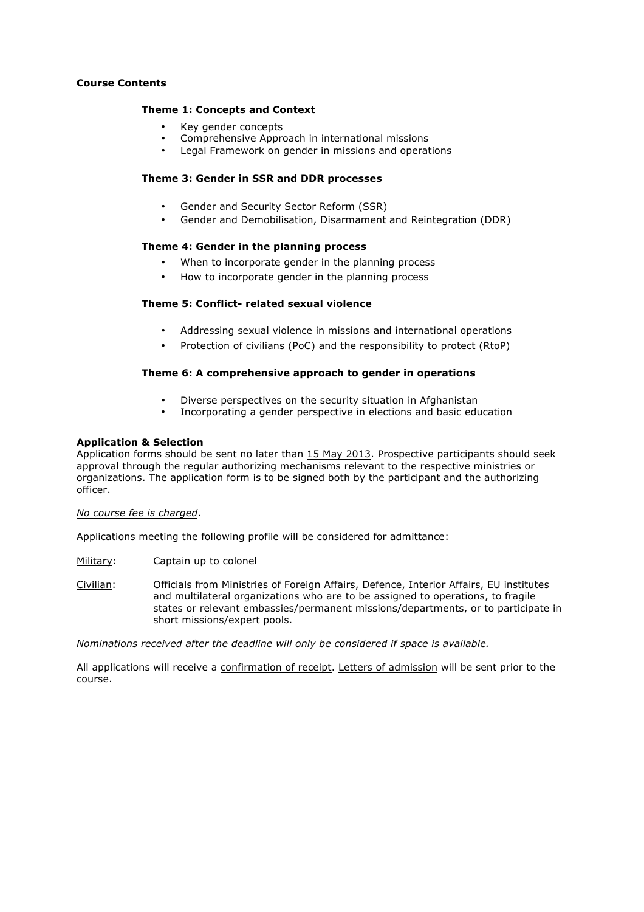**Course Contents**

**Theme 1: Concepts and Context**

- Key gender concepts
- Comprehensive Approach in international missions
- Legal Framework on gender in missions and operations

**Theme 3: Gender in SSR and DDR processes**

- Gender and Security Sector Reform (SSR)
- Gender and Demobilisation, Disarmament and Reintegration (DDR)

**Theme 4: Gender in the planning process**

- When to incorporate gender in the planning process
- How to incorporate gender in the planning process

**Theme 5: Conflict- related sexual violence**

- Addressing sexual violence in missions and international operations
- Protection of civilians (PoC) and the responsibility to protect (RtoP)

**Theme 6: A comprehensive approach to gender in operations**

- Diverse perspectives on the security situation in Afghanistan
- Incorporating a gender perspective in elections and basic education

**Application & Selection**

Application forms should be sent no later than 15 May 2013. Prospective participants should seek approval through the regular authorizing mechanisms relevant to the respective ministries or organizations. The application form is to be signed both by the participant and the authorizing officer.

*No course fee is charged*.

Applications meeting the following profile will be considered for admittance:

Military: Captain up to colonel

Civilian: Officials from Ministries of Foreign Affairs, Defence, Interior Affairs, EU institutes and multilateral organizations who are to be assigned to operations, to fragile states or relevant embassies/permanent missions/departments, or to participate in short missions/expert pools.

*Nominations received after the deadline will only be considered if space is available.*

All applications will receive a confirmation of receipt. Letters of admission will be sent prior to the course.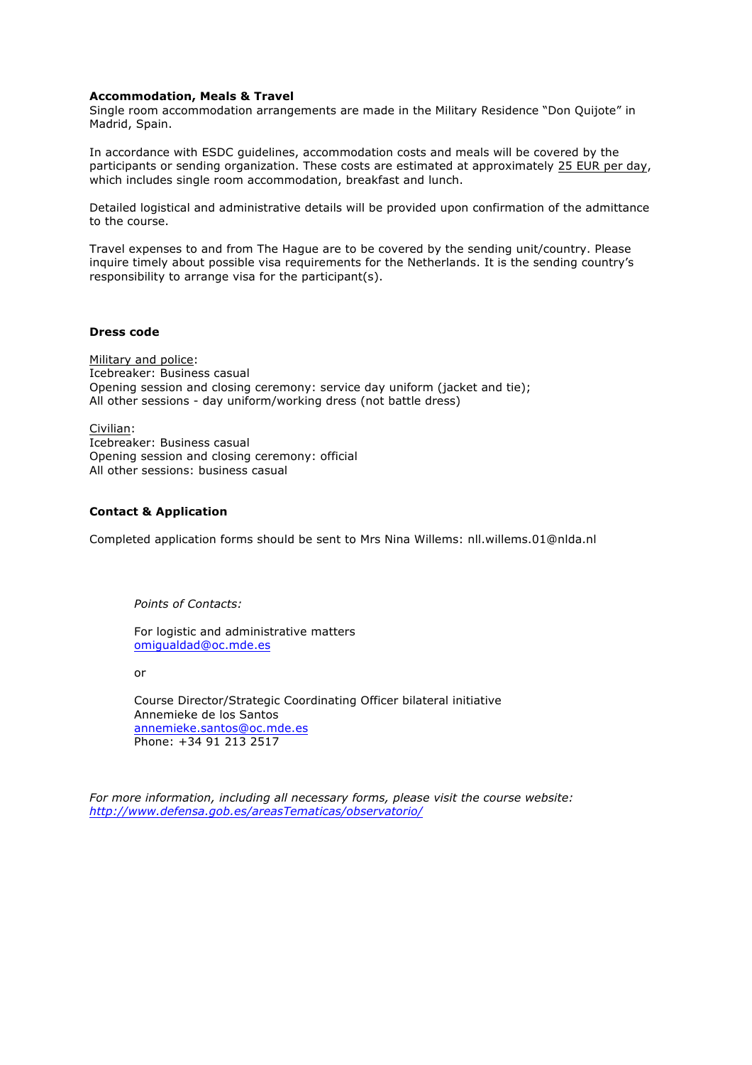**Accommodation, Meals & Travel**

Single room accommodation arrangements are made in the Military Residence "Don Quijote" in Madrid, Spain.

In accordance with ESDC guidelines, accommodation costs and meals will be covered by the participants or sending organization. These costs are estimated at approximately 25 EUR per day, which includes single room accommodation, breakfast and lunch.

Detailed logistical and administrative details will be provided upon confirmation of the admittance to the course.

Travel expenses to and from The Hague are to be covered by the sending unit/country. Please inquire timely about possible visa requirements for the Netherlands. It is the sending country's responsibility to arrange visa for the participant(s).

**Dress code**

Military and police:
Icebreaker: Business casual
Opening session and closing ceremony: service day uniform (jacket and tie);
All other sessions - day uniform/working dress (not battle dress)

Civilian:
Icebreaker: Business casual
Opening session and closing ceremony: official
All other sessions: business casual

**Contact & Application**

Completed application forms should be sent to Mrs Nina Willems: nll.willems.01@nlda.nl

*Points of Contacts:*

For logistic and administrative matters
omigualdad@oc.mde.es

or

Course Director/Strategic Coordinating Officer bilateral initiative
Annemieke de los Santos
annemieke.santos@oc.mde.es
Phone: +34 91 213 2517

*For more information, including all necessary forms, please visit the course website: http://www.defensa.gob.es/areasTematicas/observatorio/*